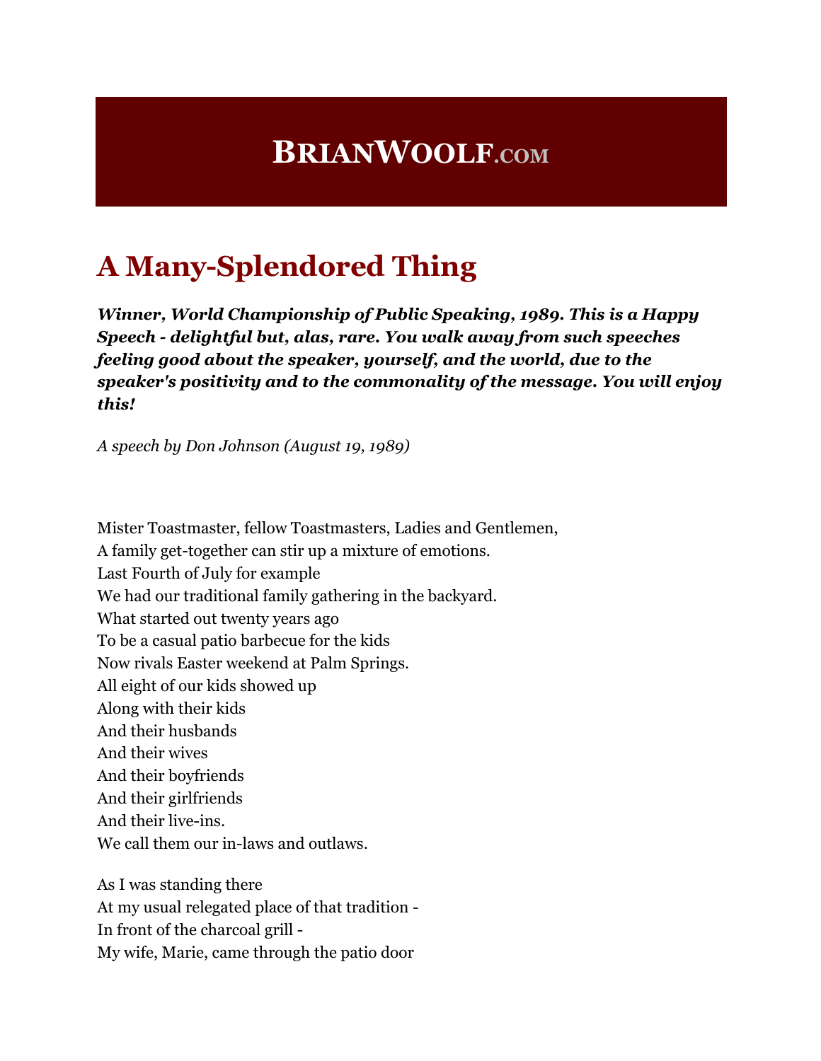# BRIANWOOLF.COM

## A Many-Splendored Thing

***Winner, World Championship of Public Speaking, 1989. This is a Happy Speech - delightful but, alas, rare. You walk away from such speeches feeling good about the speaker, yourself, and the world, due to the speaker's positivity and to the commonality of the message. You will enjoy this!***

*A speech by Don Johnson (August 19, 1989)*

Mister Toastmaster, fellow Toastmasters, Ladies and Gentlemen,
A family get-together can stir up a mixture of emotions.
Last Fourth of July for example
We had our traditional family gathering in the backyard.
What started out twenty years ago
To be a casual patio barbecue for the kids
Now rivals Easter weekend at Palm Springs.
All eight of our kids showed up
Along with their kids
And their husbands
And their wives
And their boyfriends
And their girlfriends
And their live-ins.
We call them our in-laws and outlaws.

As I was standing there
At my usual relegated place of that tradition -
In front of the charcoal grill -
My wife, Marie, came through the patio door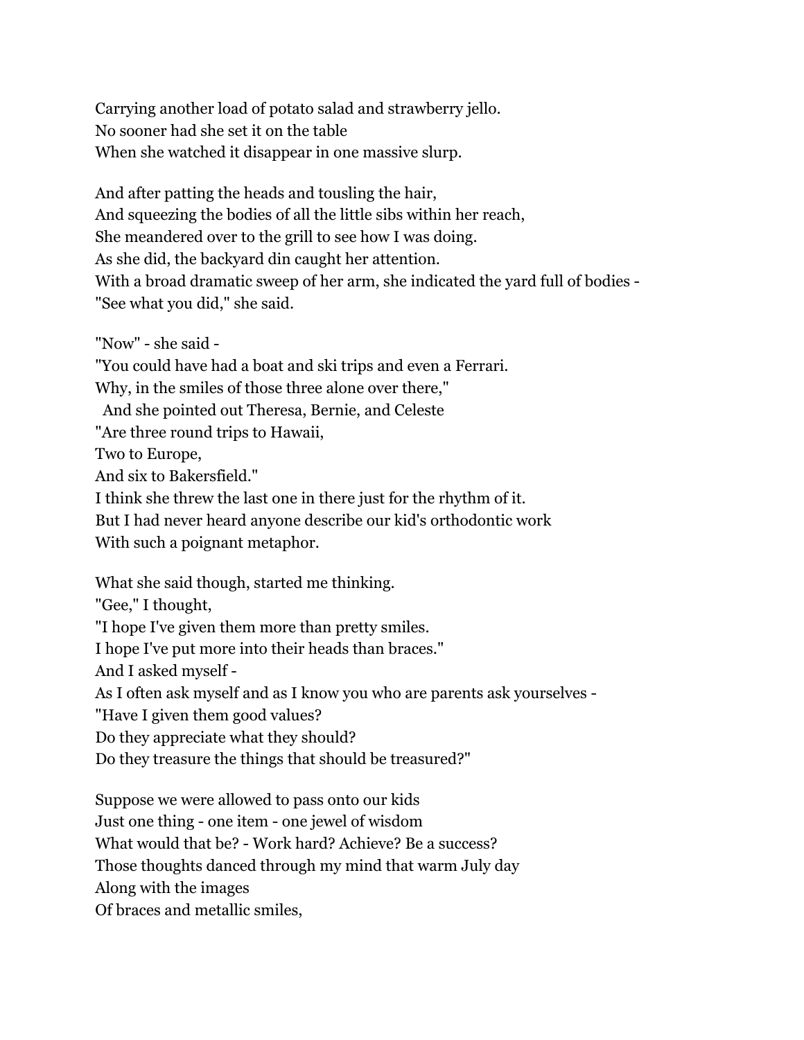Carrying another load of potato salad and strawberry jello.
No sooner had she set it on the table
When she watched it disappear in one massive slurp.

And after patting the heads and tousling the hair,
And squeezing the bodies of all the little sibs within her reach,
She meandered over to the grill to see how I was doing.
As she did, the backyard din caught her attention.
With a broad dramatic sweep of her arm, she indicated the yard full of bodies -
"See what you did," she said.

"Now" - she said -
"You could have had a boat and ski trips and even a Ferrari.
Why, in the smiles of those three alone over there,"
  And she pointed out Theresa, Bernie, and Celeste
"Are three round trips to Hawaii,
Two to Europe,
And six to Bakersfield."
I think she threw the last one in there just for the rhythm of it.
But I had never heard anyone describe our kid's orthodontic work
With such a poignant metaphor.

What she said though, started me thinking.
"Gee," I thought,
"I hope I've given them more than pretty smiles.
I hope I've put more into their heads than braces."
And I asked myself -
As I often ask myself and as I know you who are parents ask yourselves -
"Have I given them good values?
Do they appreciate what they should?
Do they treasure the things that should be treasured?"

Suppose we were allowed to pass onto our kids
Just one thing - one item - one jewel of wisdom
What would that be? - Work hard? Achieve? Be a success?
Those thoughts danced through my mind that warm July day
Along with the images
Of braces and metallic smiles,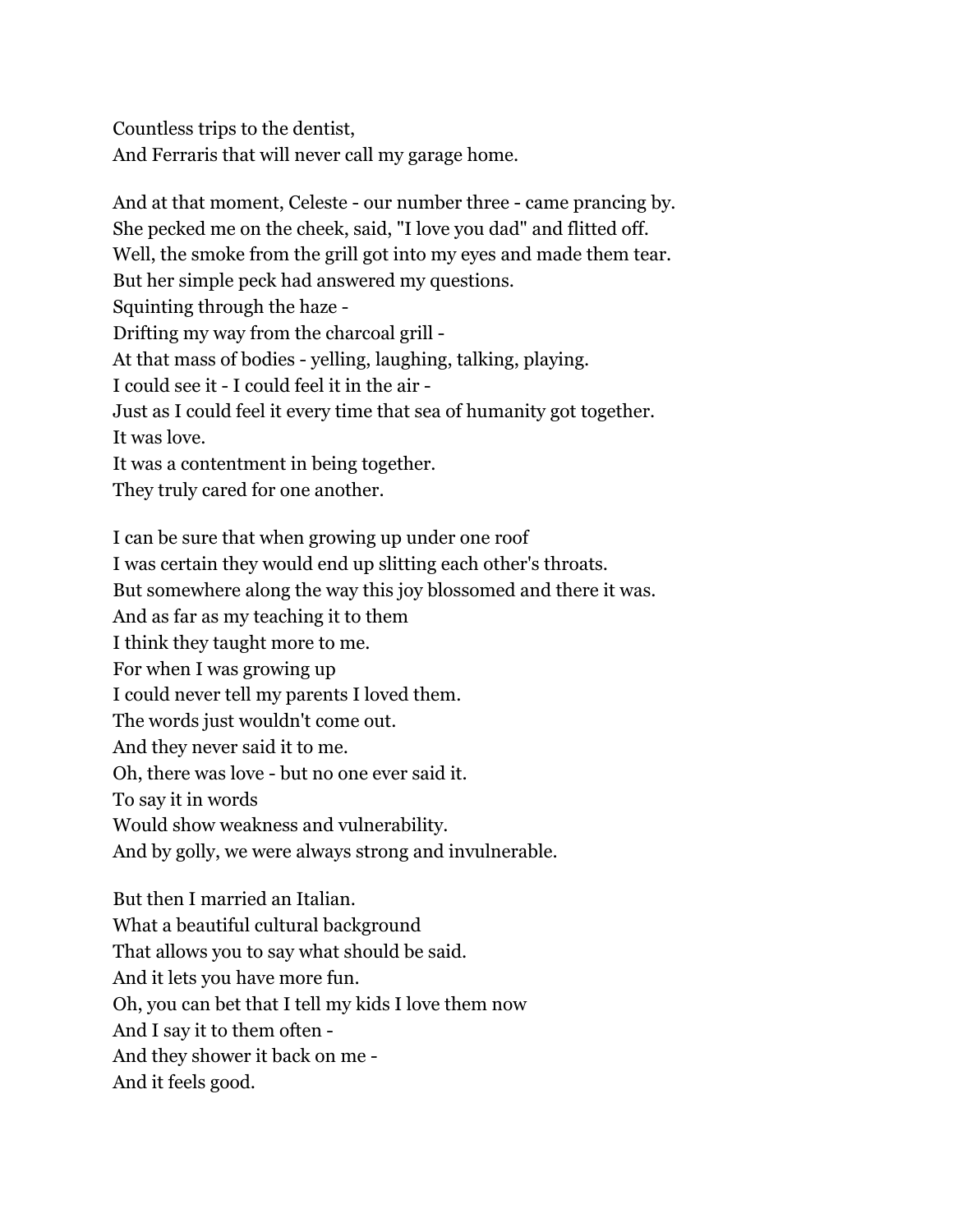Countless trips to the dentist,
And Ferraris that will never call my garage home.

And at that moment, Celeste - our number three - came prancing by.
She pecked me on the cheek, said, "I love you dad" and flitted off.
Well, the smoke from the grill got into my eyes and made them tear.
But her simple peck had answered my questions.
Squinting through the haze -
Drifting my way from the charcoal grill -
At that mass of bodies - yelling, laughing, talking, playing.
I could see it - I could feel it in the air -
Just as I could feel it every time that sea of humanity got together.
It was love.
It was a contentment in being together.
They truly cared for one another.

I can be sure that when growing up under one roof
I was certain they would end up slitting each other's throats.
But somewhere along the way this joy blossomed and there it was.
And as far as my teaching it to them
I think they taught more to me.
For when I was growing up
I could never tell my parents I loved them.
The words just wouldn't come out.
And they never said it to me.
Oh, there was love - but no one ever said it.
To say it in words
Would show weakness and vulnerability.
And by golly, we were always strong and invulnerable.

But then I married an Italian.
What a beautiful cultural background
That allows you to say what should be said.
And it lets you have more fun.
Oh, you can bet that I tell my kids I love them now
And I say it to them often -
And they shower it back on me -
And it feels good.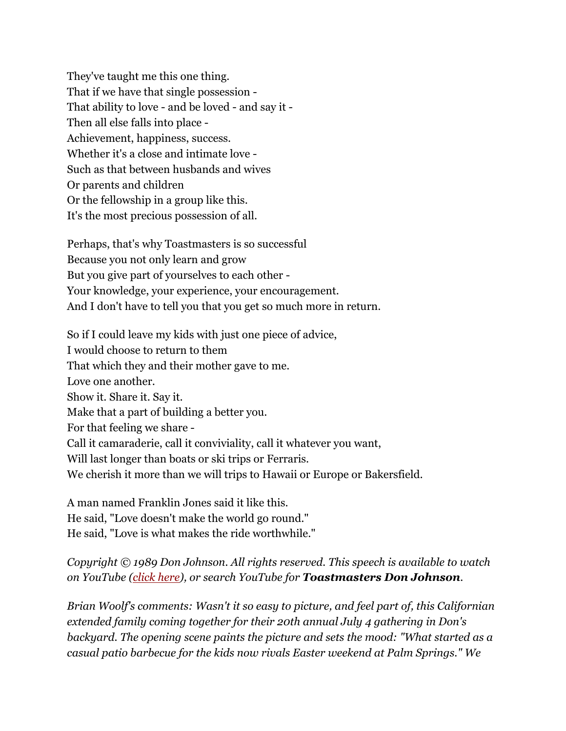They've taught me this one thing.  
That if we have that single possession -  
That ability to love - and be loved - and say it -  
Then all else falls into place -  
Achievement, happiness, success.  
Whether it's a close and intimate love -  
Such as that between husbands and wives  
Or parents and children  
Or the fellowship in a group like this.  
It's the most precious possession of all.

Perhaps, that's why Toastmasters is so successful  
Because you not only learn and grow  
But you give part of yourselves to each other -  
Your knowledge, your experience, your encouragement.  
And I don't have to tell you that you get so much more in return.

So if I could leave my kids with just one piece of advice,  
I would choose to return to them  
That which they and their mother gave to me.  
Love one another.  
Show it. Share it. Say it.  
Make that a part of building a better you.  
For that feeling we share -  
Call it camaraderie, call it conviviality, call it whatever you want,  
Will last longer than boats or ski trips or Ferraris.  
We cherish it more than we will trips to Hawaii or Europe or Bakersfield.

A man named Franklin Jones said it like this.  
He said, "Love doesn't make the world go round."  
He said, "Love is what makes the ride worthwhile."

*Copyright © 1989 Don Johnson. All rights reserved. This speech is available to watch on YouTube (click here), or search YouTube for **Toastmasters Don Johnson**.*

*Brian Woolf's comments: Wasn't it so easy to picture, and feel part of, this Californian extended family coming together for their 20th annual July 4 gathering in Don's backyard. The opening scene paints the picture and sets the mood: "What started as a casual patio barbecue for the kids now rivals Easter weekend at Palm Springs." We*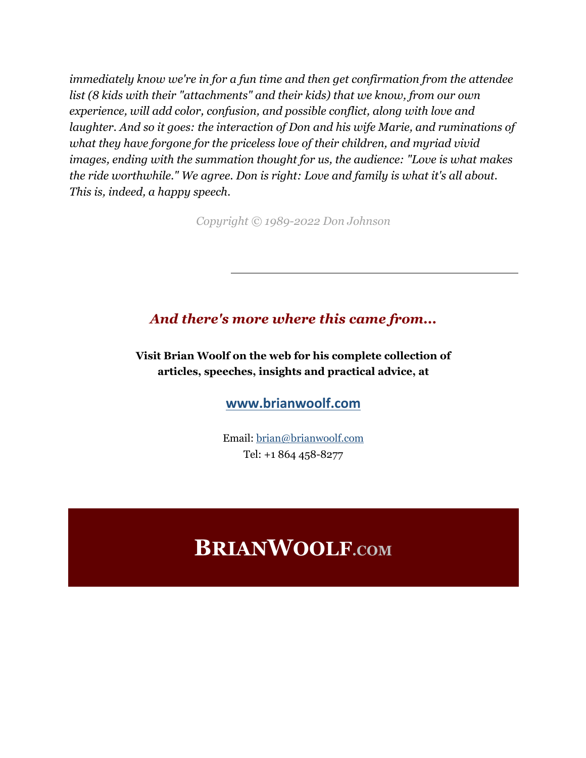*immediately know we're in for a fun time and then get confirmation from the attendee list (8 kids with their "attachments" and their kids) that we know, from our own experience, will add color, confusion, and possible conflict, along with love and laughter. And so it goes: the interaction of Don and his wife Marie, and ruminations of what they have forgone for the priceless love of their children, and myriad vivid images, ending with the summation thought for us, the audience: "Love is what makes the ride worthwhile." We agree. Don is right: Love and family is what it's all about. This is, indeed, a happy speech.*

*Copyright © 1989-2022 Don Johnson*

---

## *And there's more where this came from...*

**Visit Brian Woolf on the web for his complete collection of articles, speeches, insights and practical advice, at**

**[www.brianwoolf.com](http://www.brianwoolf.com)**

Email: [brian@brianwoolf.com](mailto:brian@brianwoolf.com)
Tel: +1 864 458-8277

**BRIANWOOLF.COM**